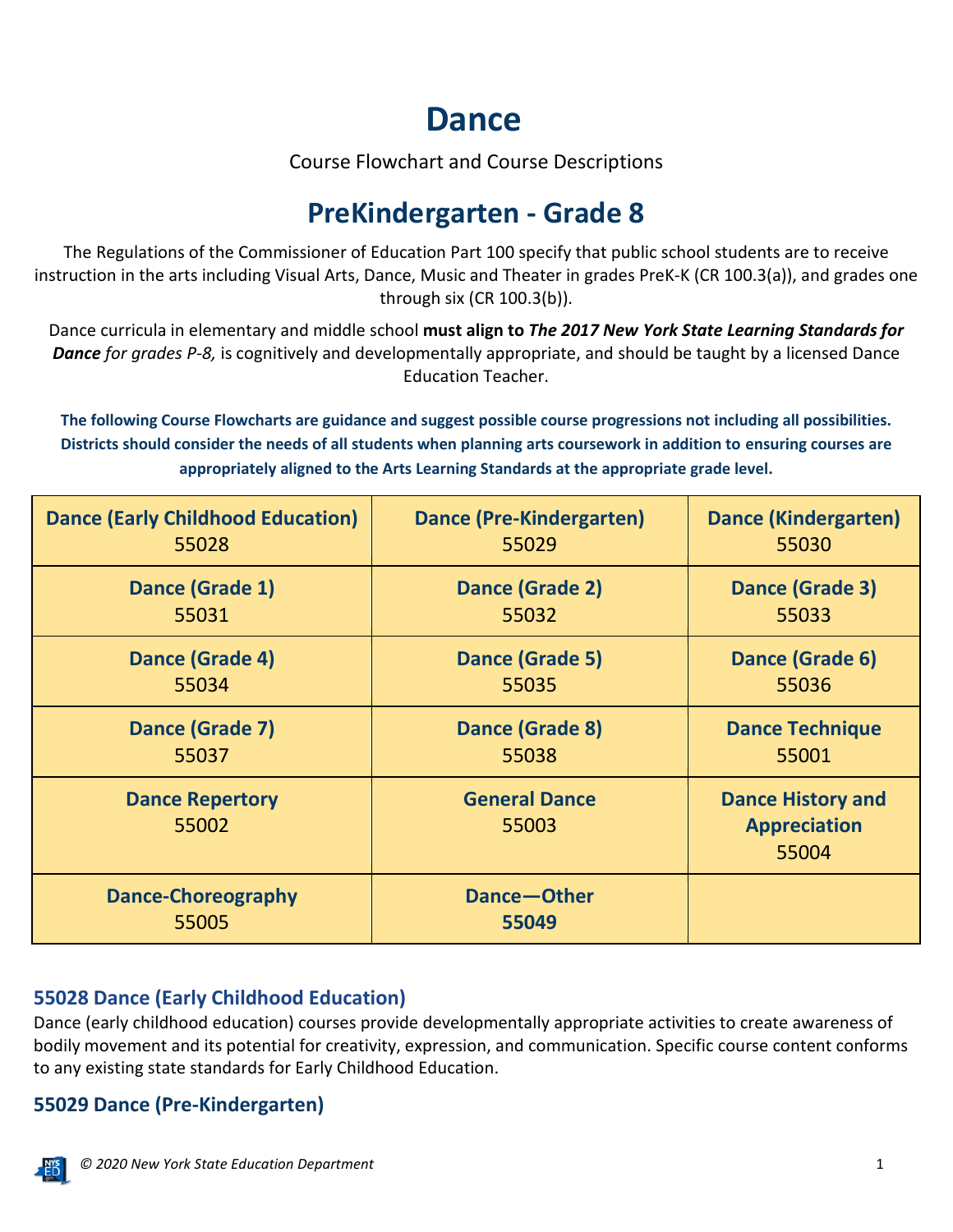# Dance

Course Flowchart and Course Descriptions

## PreKindergarten - Grade 8

The Regulations of the Commissioner of Education Part 100 specify that public school students are to receive instruction in the arts including Visual Arts, Dance, Music and Theater in grades PreK-K (CR 100.3(a)), and grades one through six (CR 100.3(b)).

Dance curricula in elementary and middle school **must align to *The 2017 New York State Learning Standards for Dance*** *for grades P-8,* is cognitively and developmentally appropriate, and should be taught by a licensed Dance Education Teacher.

**The following Course Flowcharts are guidance and suggest possible course progressions not including all possibilities. Districts should consider the needs of all students when planning arts coursework in addition to ensuring courses are appropriately aligned to the Arts Learning Standards at the appropriate grade level.**

| | | |
|---|---|---|
| **Dance (Early Childhood Education)** 55028 | **Dance (Pre-Kindergarten)** 55029 | **Dance (Kindergarten)** 55030 |
| **Dance (Grade 1)** 55031 | **Dance (Grade 2)** 55032 | **Dance (Grade 3)** 55033 |
| **Dance (Grade 4)** 55034 | **Dance (Grade 5)** 55035 | **Dance (Grade 6)** 55036 |
| **Dance (Grade 7)** 55037 | **Dance (Grade 8)** 55038 | **Dance Technique** 55001 |
| **Dance Repertory** 55002 | **General Dance** 55003 | **Dance History and Appreciation** 55004 |
| **Dance-Choreography** 55005 | **Dance—Other** **55049** | |

### 55028 Dance (Early Childhood Education)

Dance (early childhood education) courses provide developmentally appropriate activities to create awareness of bodily movement and its potential for creativity, expression, and communication. Specific course content conforms to any existing state standards for Early Childhood Education.

### 55029 Dance (Pre-Kindergarten)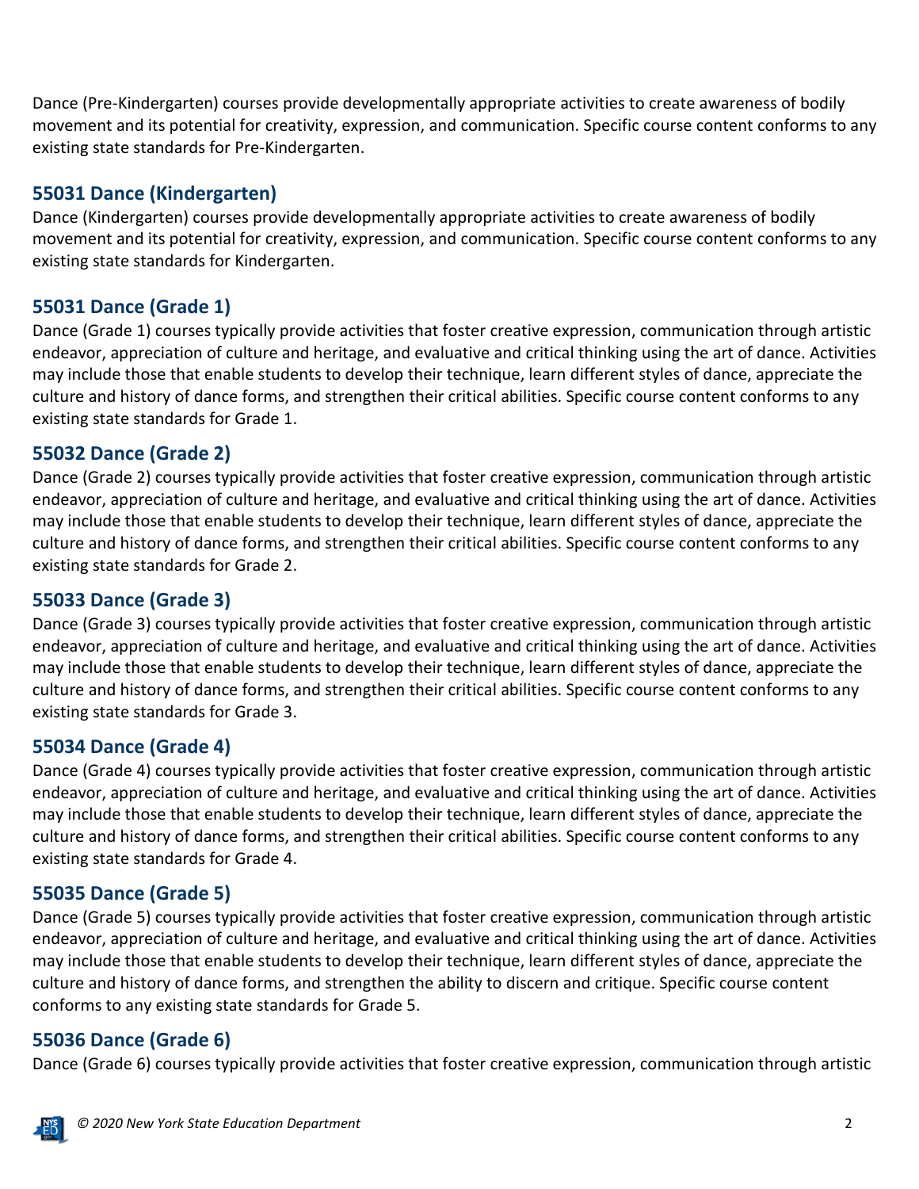Dance (Pre-Kindergarten) courses provide developmentally appropriate activities to create awareness of bodily movement and its potential for creativity, expression, and communication. Specific course content conforms to any existing state standards for Pre-Kindergarten.

### 55031 Dance (Kindergarten)

Dance (Kindergarten) courses provide developmentally appropriate activities to create awareness of bodily movement and its potential for creativity, expression, and communication. Specific course content conforms to any existing state standards for Kindergarten.

### 55031 Dance (Grade 1)

Dance (Grade 1) courses typically provide activities that foster creative expression, communication through artistic endeavor, appreciation of culture and heritage, and evaluative and critical thinking using the art of dance. Activities may include those that enable students to develop their technique, learn different styles of dance, appreciate the culture and history of dance forms, and strengthen their critical abilities. Specific course content conforms to any existing state standards for Grade 1.

### 55032 Dance (Grade 2)

Dance (Grade 2) courses typically provide activities that foster creative expression, communication through artistic endeavor, appreciation of culture and heritage, and evaluative and critical thinking using the art of dance. Activities may include those that enable students to develop their technique, learn different styles of dance, appreciate the culture and history of dance forms, and strengthen their critical abilities. Specific course content conforms to any existing state standards for Grade 2.

### 55033 Dance (Grade 3)

Dance (Grade 3) courses typically provide activities that foster creative expression, communication through artistic endeavor, appreciation of culture and heritage, and evaluative and critical thinking using the art of dance. Activities may include those that enable students to develop their technique, learn different styles of dance, appreciate the culture and history of dance forms, and strengthen their critical abilities. Specific course content conforms to any existing state standards for Grade 3.

### 55034 Dance (Grade 4)

Dance (Grade 4) courses typically provide activities that foster creative expression, communication through artistic endeavor, appreciation of culture and heritage, and evaluative and critical thinking using the art of dance. Activities may include those that enable students to develop their technique, learn different styles of dance, appreciate the culture and history of dance forms, and strengthen their critical abilities. Specific course content conforms to any existing state standards for Grade 4.

### 55035 Dance (Grade 5)

Dance (Grade 5) courses typically provide activities that foster creative expression, communication through artistic endeavor, appreciation of culture and heritage, and evaluative and critical thinking using the art of dance. Activities may include those that enable students to develop their technique, learn different styles of dance, appreciate the culture and history of dance forms, and strengthen the ability to discern and critique. Specific course content conforms to any existing state standards for Grade 5.

### 55036 Dance (Grade 6)

Dance (Grade 6) courses typically provide activities that foster creative expression, communication through artistic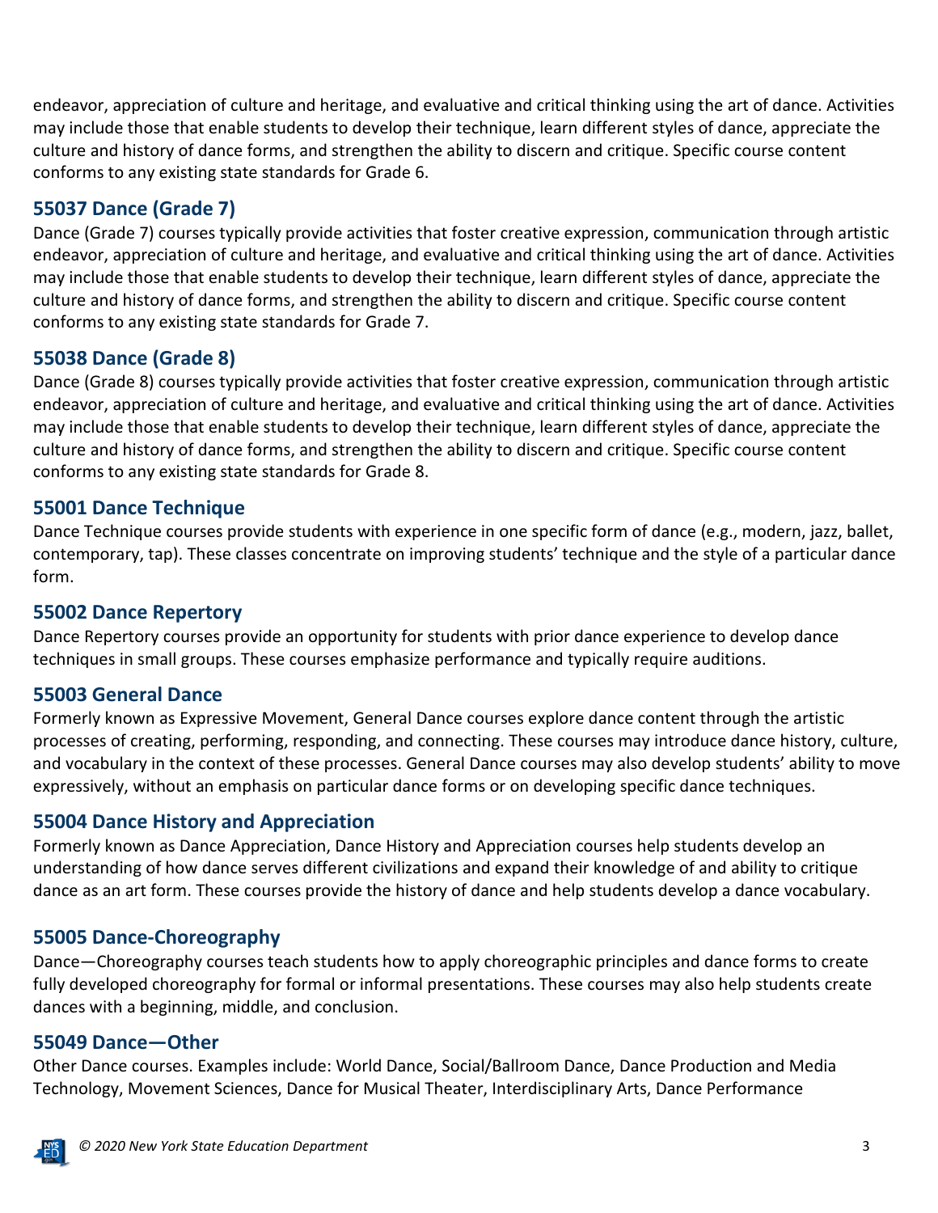endeavor, appreciation of culture and heritage, and evaluative and critical thinking using the art of dance. Activities may include those that enable students to develop their technique, learn different styles of dance, appreciate the culture and history of dance forms, and strengthen the ability to discern and critique. Specific course content conforms to any existing state standards for Grade 6.

### 55037 Dance (Grade 7)

Dance (Grade 7) courses typically provide activities that foster creative expression, communication through artistic endeavor, appreciation of culture and heritage, and evaluative and critical thinking using the art of dance. Activities may include those that enable students to develop their technique, learn different styles of dance, appreciate the culture and history of dance forms, and strengthen the ability to discern and critique. Specific course content conforms to any existing state standards for Grade 7.

### 55038 Dance (Grade 8)

Dance (Grade 8) courses typically provide activities that foster creative expression, communication through artistic endeavor, appreciation of culture and heritage, and evaluative and critical thinking using the art of dance. Activities may include those that enable students to develop their technique, learn different styles of dance, appreciate the culture and history of dance forms, and strengthen the ability to discern and critique. Specific course content conforms to any existing state standards for Grade 8.

### 55001 Dance Technique

Dance Technique courses provide students with experience in one specific form of dance (e.g., modern, jazz, ballet, contemporary, tap). These classes concentrate on improving students' technique and the style of a particular dance form.

### 55002 Dance Repertory

Dance Repertory courses provide an opportunity for students with prior dance experience to develop dance techniques in small groups. These courses emphasize performance and typically require auditions.

### 55003 General Dance

Formerly known as Expressive Movement, General Dance courses explore dance content through the artistic processes of creating, performing, responding, and connecting. These courses may introduce dance history, culture, and vocabulary in the context of these processes. General Dance courses may also develop students' ability to move expressively, without an emphasis on particular dance forms or on developing specific dance techniques.

### 55004 Dance History and Appreciation

Formerly known as Dance Appreciation, Dance History and Appreciation courses help students develop an understanding of how dance serves different civilizations and expand their knowledge of and ability to critique dance as an art form. These courses provide the history of dance and help students develop a dance vocabulary.

### 55005 Dance-Choreography

Dance—Choreography courses teach students how to apply choreographic principles and dance forms to create fully developed choreography for formal or informal presentations. These courses may also help students create dances with a beginning, middle, and conclusion.

### 55049 Dance—Other

Other Dance courses. Examples include: World Dance, Social/Ballroom Dance, Dance Production and Media Technology, Movement Sciences, Dance for Musical Theater, Interdisciplinary Arts, Dance Performance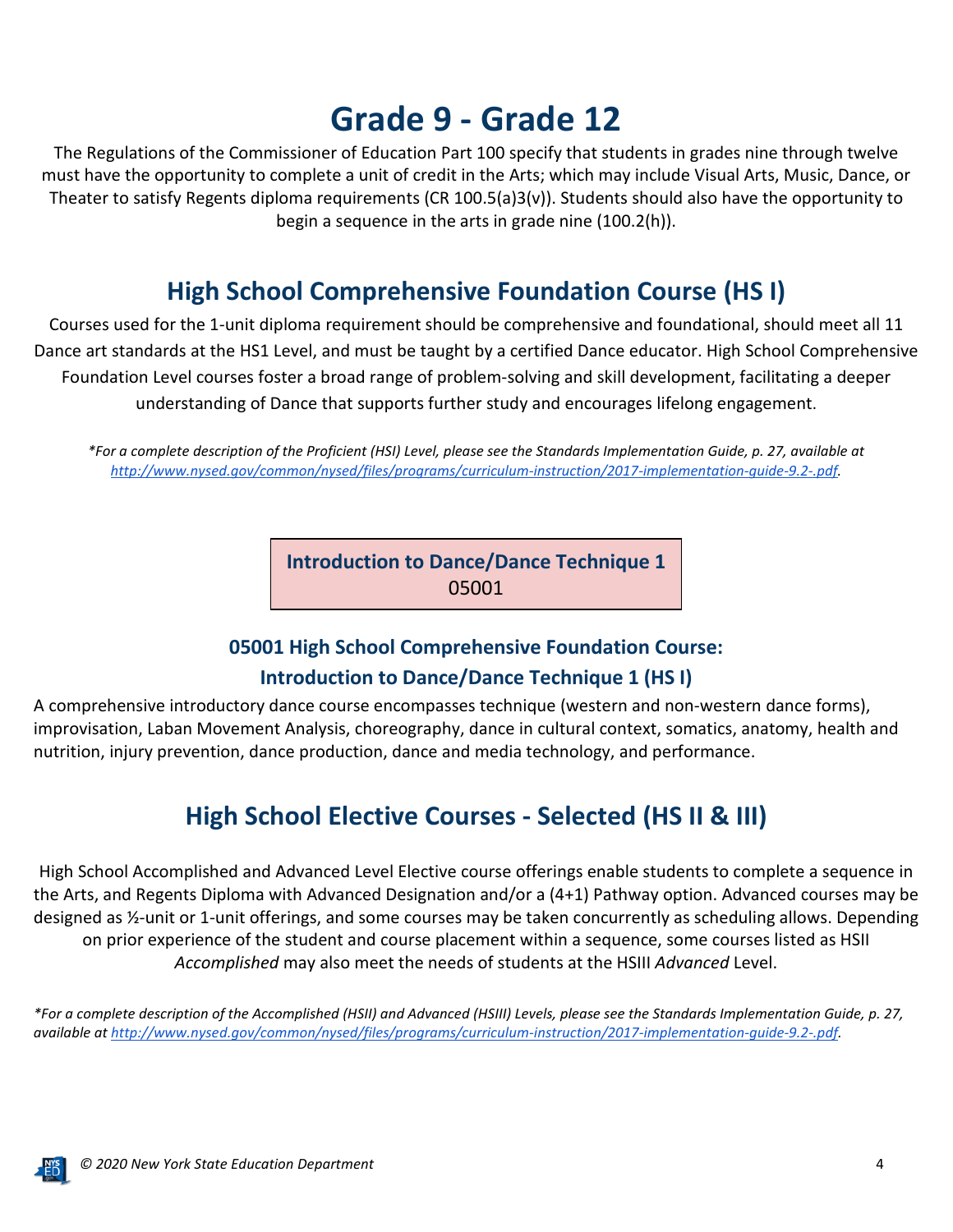# Grade 9 - Grade 12

The Regulations of the Commissioner of Education Part 100 specify that students in grades nine through twelve must have the opportunity to complete a unit of credit in the Arts; which may include Visual Arts, Music, Dance, or Theater to satisfy Regents diploma requirements (CR 100.5(a)3(v)). Students should also have the opportunity to begin a sequence in the arts in grade nine (100.2(h)).

## High School Comprehensive Foundation Course (HS I)

Courses used for the 1-unit diploma requirement should be comprehensive and foundational, should meet all 11 Dance art standards at the HS1 Level, and must be taught by a certified Dance educator. High School Comprehensive Foundation Level courses foster a broad range of problem-solving and skill development, facilitating a deeper understanding of Dance that supports further study and encourages lifelong engagement.

*\*For a complete description of the Proficient (HSI) Level, please see the Standards Implementation Guide, p. 27, available at [http://www.nysed.gov/common/nysed/files/programs/curriculum-instruction/2017-implementation-guide-9.2-.pdf](http://www.nysed.gov/common/nysed/files/programs/curriculum-instruction/2017-implementation-guide-9.2-.pdf).*

**Introduction to Dance/Dance Technique 1**
05001

### 05001 High School Comprehensive Foundation Course: Introduction to Dance/Dance Technique 1 (HS I)

A comprehensive introductory dance course encompasses technique (western and non-western dance forms), improvisation, Laban Movement Analysis, choreography, dance in cultural context, somatics, anatomy, health and nutrition, injury prevention, dance production, dance and media technology, and performance.

## High School Elective Courses - Selected (HS II & III)

High School Accomplished and Advanced Level Elective course offerings enable students to complete a sequence in the Arts, and Regents Diploma with Advanced Designation and/or a (4+1) Pathway option. Advanced courses may be designed as ½-unit or 1-unit offerings, and some courses may be taken concurrently as scheduling allows. Depending on prior experience of the student and course placement within a sequence, some courses listed as HSII *Accomplished* may also meet the needs of students at the HSIII *Advanced* Level.

*\*For a complete description of the Accomplished (HSII) and Advanced (HSIII) Levels, please see the Standards Implementation Guide, p. 27, available at [http://www.nysed.gov/common/nysed/files/programs/curriculum-instruction/2017-implementation-guide-9.2-.pdf](http://www.nysed.gov/common/nysed/files/programs/curriculum-instruction/2017-implementation-guide-9.2-.pdf).*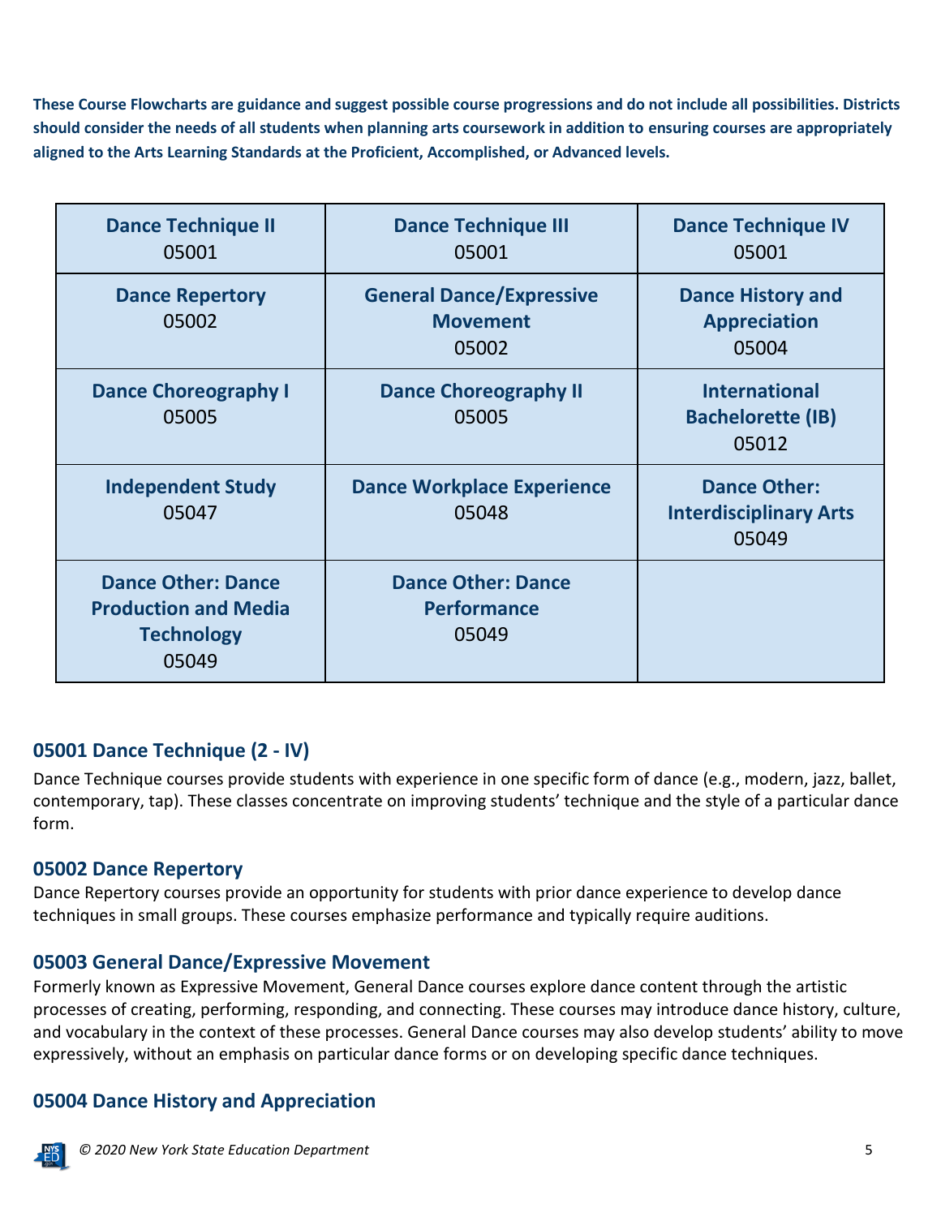**These Course Flowcharts are guidance and suggest possible course progressions and do not include all possibilities. Districts should consider the needs of all students when planning arts coursework in addition to ensuring courses are appropriately aligned to the Arts Learning Standards at the Proficient, Accomplished, or Advanced levels.**

| | | |
|---|---|---|
| **Dance Technique II** 05001 | **Dance Technique III** 05001 | **Dance Technique IV** 05001 |
| **Dance Repertory** 05002 | **General Dance/Expressive Movement** 05002 | **Dance History and Appreciation** 05004 |
| **Dance Choreography I** 05005 | **Dance Choreography II** 05005 | **International Bachelorette (IB)** 05012 |
| **Independent Study** 05047 | **Dance Workplace Experience** 05048 | **Dance Other: Interdisciplinary Arts** 05049 |
| **Dance Other: Dance Production and Media Technology** 05049 | **Dance Other: Dance Performance** 05049 | |

### 05001 Dance Technique (2 - IV)

Dance Technique courses provide students with experience in one specific form of dance (e.g., modern, jazz, ballet, contemporary, tap). These classes concentrate on improving students' technique and the style of a particular dance form.

### 05002 Dance Repertory

Dance Repertory courses provide an opportunity for students with prior dance experience to develop dance techniques in small groups. These courses emphasize performance and typically require auditions.

### 05003 General Dance/Expressive Movement

Formerly known as Expressive Movement, General Dance courses explore dance content through the artistic processes of creating, performing, responding, and connecting. These courses may introduce dance history, culture, and vocabulary in the context of these processes. General Dance courses may also develop students' ability to move expressively, without an emphasis on particular dance forms or on developing specific dance techniques.

### 05004 Dance History and Appreciation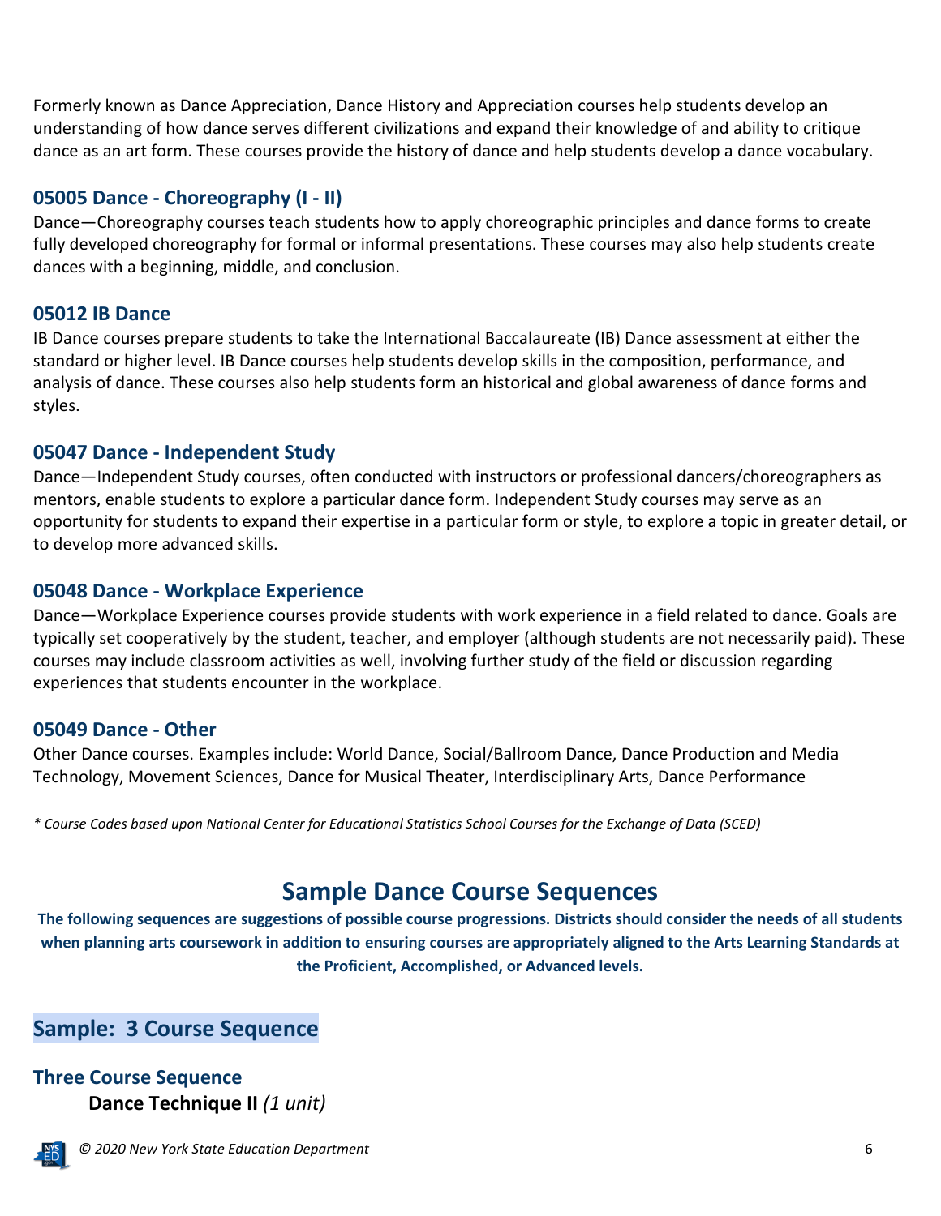Formerly known as Dance Appreciation, Dance History and Appreciation courses help students develop an understanding of how dance serves different civilizations and expand their knowledge of and ability to critique dance as an art form. These courses provide the history of dance and help students develop a dance vocabulary.

### 05005 Dance - Choreography (I - II)

Dance—Choreography courses teach students how to apply choreographic principles and dance forms to create fully developed choreography for formal or informal presentations. These courses may also help students create dances with a beginning, middle, and conclusion.

### 05012 IB Dance

IB Dance courses prepare students to take the International Baccalaureate (IB) Dance assessment at either the standard or higher level. IB Dance courses help students develop skills in the composition, performance, and analysis of dance. These courses also help students form an historical and global awareness of dance forms and styles.

### 05047 Dance - Independent Study

Dance—Independent Study courses, often conducted with instructors or professional dancers/choreographers as mentors, enable students to explore a particular dance form. Independent Study courses may serve as an opportunity for students to expand their expertise in a particular form or style, to explore a topic in greater detail, or to develop more advanced skills.

### 05048 Dance - Workplace Experience

Dance—Workplace Experience courses provide students with work experience in a field related to dance. Goals are typically set cooperatively by the student, teacher, and employer (although students are not necessarily paid). These courses may include classroom activities as well, involving further study of the field or discussion regarding experiences that students encounter in the workplace.

### 05049 Dance - Other

Other Dance courses. Examples include: World Dance, Social/Ballroom Dance, Dance Production and Media Technology, Movement Sciences, Dance for Musical Theater, Interdisciplinary Arts, Dance Performance

*\* Course Codes based upon National Center for Educational Statistics School Courses for the Exchange of Data (SCED)*

## Sample Dance Course Sequences

**The following sequences are suggestions of possible course progressions. Districts should consider the needs of all students when planning arts coursework in addition to ensuring courses are appropriately aligned to the Arts Learning Standards at the Proficient, Accomplished, or Advanced levels.**

## Sample: 3 Course Sequence

### Three Course Sequence

**Dance Technique II** *(1 unit)*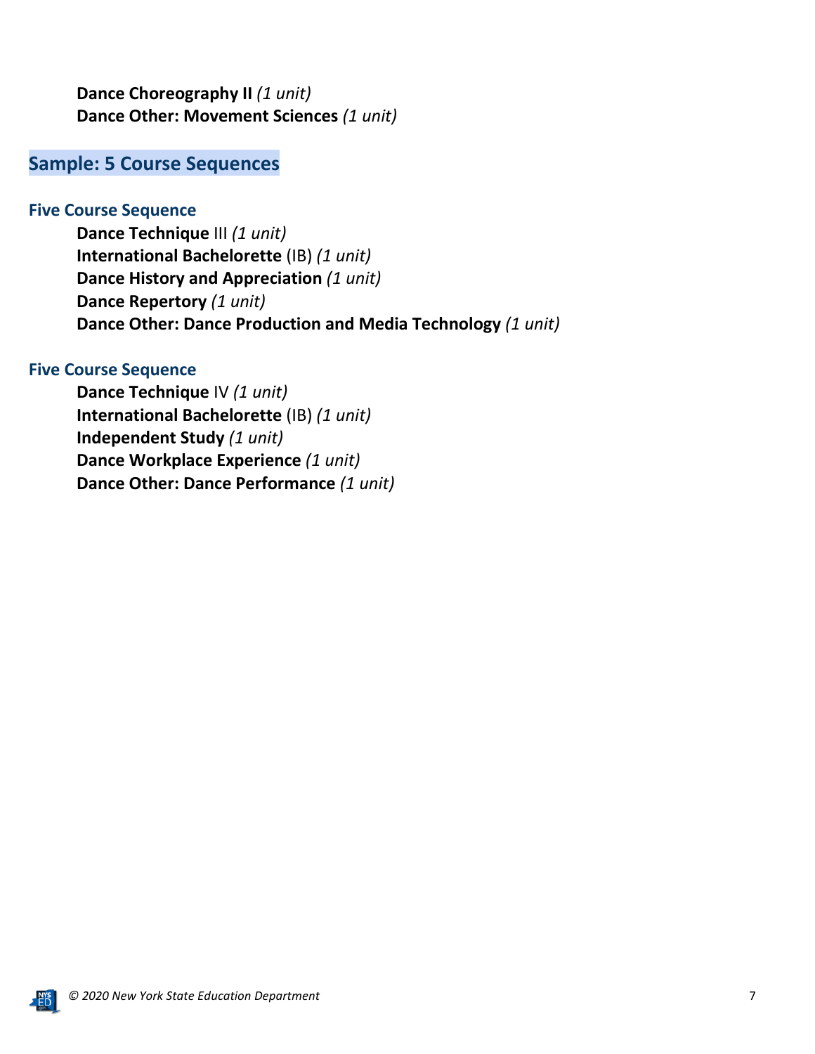**Dance Choreography II** *(1 unit)*
**Dance Other: Movement Sciences** *(1 unit)*

## Sample: 5 Course Sequences

### Five Course Sequence

**Dance Technique** III *(1 unit)*
**International Bachelorette** (IB) *(1 unit)*
**Dance History and Appreciation** *(1 unit)*
**Dance Repertory** *(1 unit)*
**Dance Other: Dance Production and Media Technology** *(1 unit)*

### Five Course Sequence

**Dance Technique** IV *(1 unit)*
**International Bachelorette** (IB) *(1 unit)*
**Independent Study** *(1 unit)*
**Dance Workplace Experience** *(1 unit)*
**Dance Other: Dance Performance** *(1 unit)*